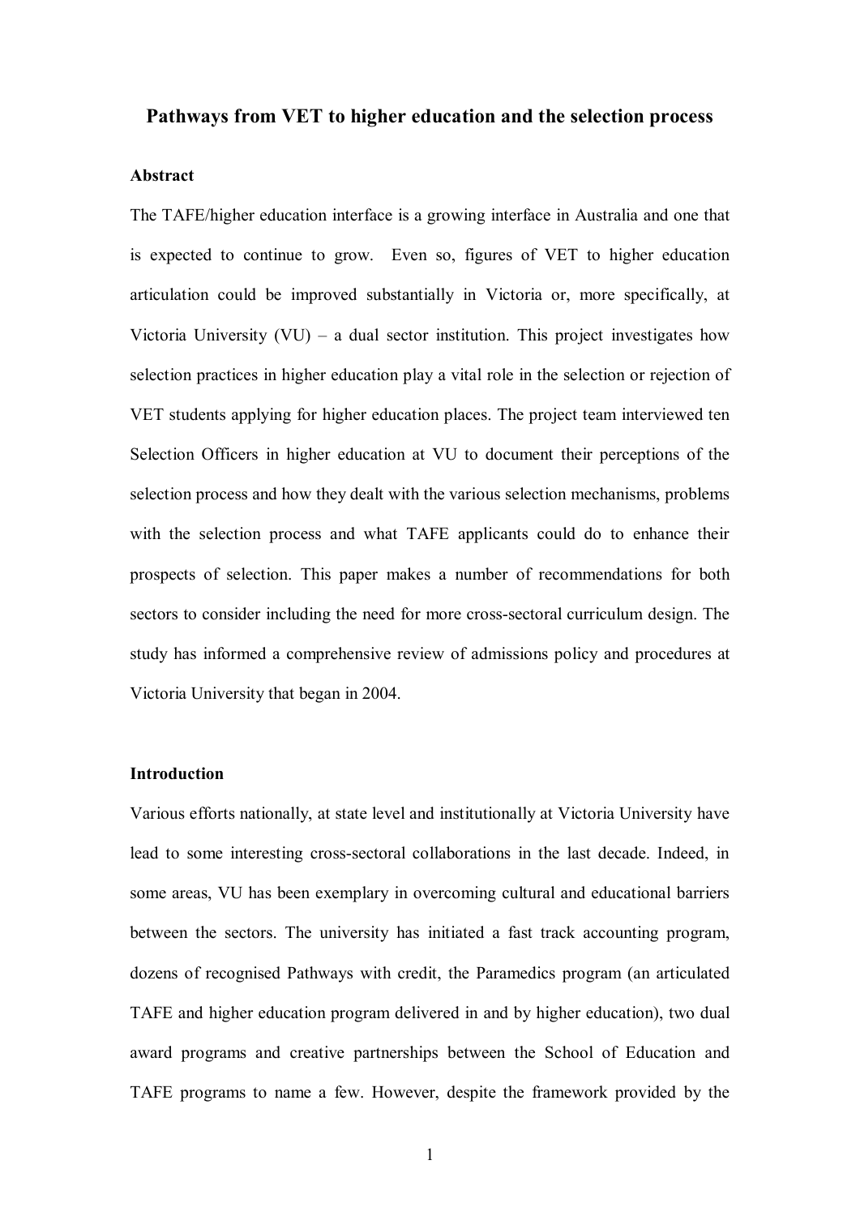# Pathways from VET to higher education and the selection process

## Abstract

The TAFE/higher education interface is a growing interface in Australia and one that is expected to continue to grow. Even so, figures of VET to higher education articulation could be improved substantially in Victoria or, more specifically, at Victoria University (VU) – a dual sector institution. This project investigates how selection practices in higher education play a vital role in the selection or rejection of VET students applying for higher education places. The project team interviewed ten Selection Officers in higher education at VU to document their perceptions of the selection process and how they dealt with the various selection mechanisms, problems with the selection process and what TAFE applicants could do to enhance their prospects of selection. This paper makes a number of recommendations for both sectors to consider including the need for more cross-sectoral curriculum design. The study has informed a comprehensive review of admissions policy and procedures at Victoria University that began in 2004.

## Introduction

Various efforts nationally, at state level and institutionally at Victoria University have lead to some interesting cross-sectoral collaborations in the last decade. Indeed, in some areas, VU has been exemplary in overcoming cultural and educational barriers between the sectors. The university has initiated a fast track accounting program, dozens of recognised Pathways with credit, the Paramedics program (an articulated TAFE and higher education program delivered in and by higher education), two dual award programs and creative partnerships between the School of Education and TAFE programs to name a few. However, despite the framework provided by the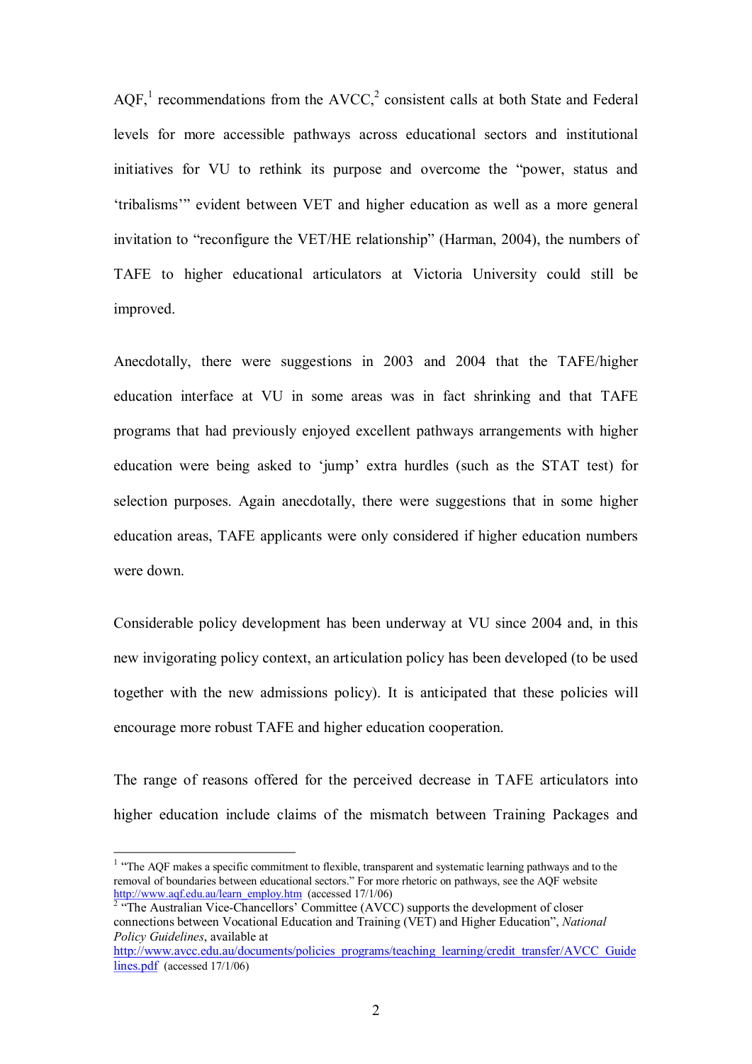AQF,[1] recommendations from the AVCC,[2] consistent calls at both State and Federal levels for more accessible pathways across educational sectors and institutional initiatives for VU to rethink its purpose and overcome the "power, status and 'tribalisms'" evident between VET and higher education as well as a more general invitation to "reconfigure the VET/HE relationship" (Harman, 2004), the numbers of TAFE to higher educational articulators at Victoria University could still be improved.

Anecdotally, there were suggestions in 2003 and 2004 that the TAFE/higher education interface at VU in some areas was in fact shrinking and that TAFE programs that had previously enjoyed excellent pathways arrangements with higher education were being asked to 'jump' extra hurdles (such as the STAT test) for selection purposes. Again anecdotally, there were suggestions that in some higher education areas, TAFE applicants were only considered if higher education numbers were down.

Considerable policy development has been underway at VU since 2004 and, in this new invigorating policy context, an articulation policy has been developed (to be used together with the new admissions policy). It is anticipated that these policies will encourage more robust TAFE and higher education cooperation.

The range of reasons offered for the perceived decrease in TAFE articulators into higher education include claims of the mismatch between Training Packages and

---

[1] "The AQF makes a specific commitment to flexible, transparent and systematic learning pathways and to the removal of boundaries between educational sectors." For more rhetoric on pathways, see the AQF website http://www.aqf.edu.au/learn_employ.htm (accessed 17/1/06)

[2] "The Australian Vice-Chancellors' Committee (AVCC) supports the development of closer connections between Vocational Education and Training (VET) and Higher Education", *National Policy Guidelines*, available at http://www.avcc.edu.au/documents/policies_programs/teaching_learning/credit_transfer/AVCC_Guidelines.pdf (accessed 17/1/06)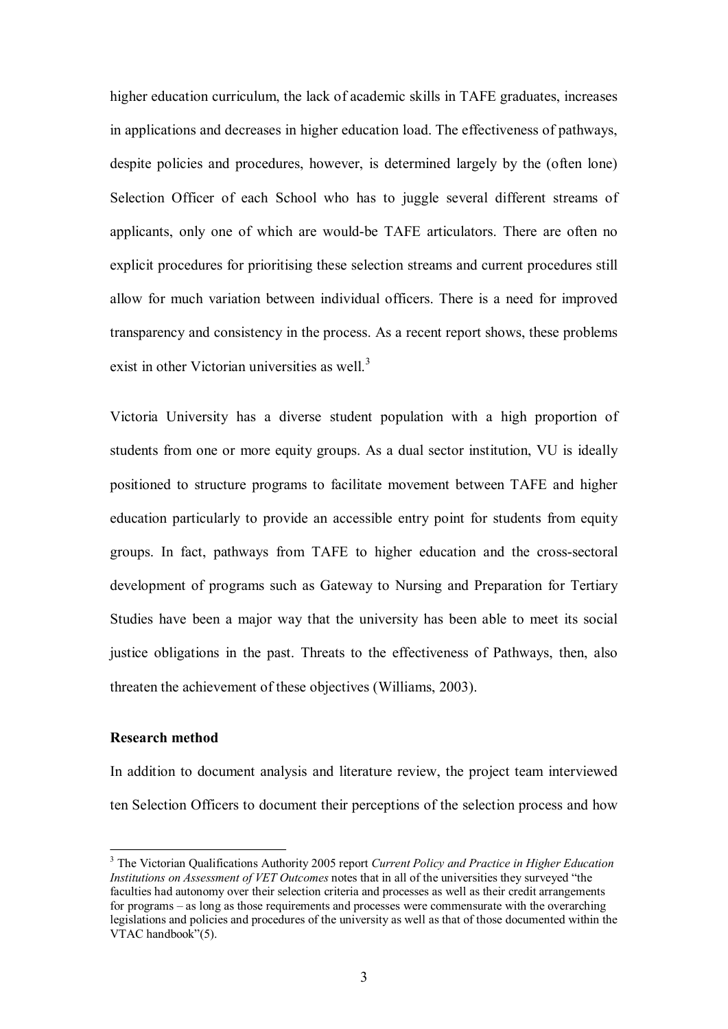higher education curriculum, the lack of academic skills in TAFE graduates, increases in applications and decreases in higher education load. The effectiveness of pathways, despite policies and procedures, however, is determined largely by the (often lone) Selection Officer of each School who has to juggle several different streams of applicants, only one of which are would-be TAFE articulators. There are often no explicit procedures for prioritising these selection streams and current procedures still allow for much variation between individual officers. There is a need for improved transparency and consistency in the process. As a recent report shows, these problems exist in other Victorian universities as well.[3]

Victoria University has a diverse student population with a high proportion of students from one or more equity groups. As a dual sector institution, VU is ideally positioned to structure programs to facilitate movement between TAFE and higher education particularly to provide an accessible entry point for students from equity groups. In fact, pathways from TAFE to higher education and the cross-sectoral development of programs such as Gateway to Nursing and Preparation for Tertiary Studies have been a major way that the university has been able to meet its social justice obligations in the past. Threats to the effectiveness of Pathways, then, also threaten the achievement of these objectives (Williams, 2003).

**Research method**

In addition to document analysis and literature review, the project team interviewed ten Selection Officers to document their perceptions of the selection process and how

---

[3] The Victorian Qualifications Authority 2005 report *Current Policy and Practice in Higher Education Institutions on Assessment of VET Outcomes* notes that in all of the universities they surveyed "the faculties had autonomy over their selection criteria and processes as well as their credit arrangements for programs – as long as those requirements and processes were commensurate with the overarching legislations and policies and procedures of the university as well as that of those documented within the VTAC handbook"(5).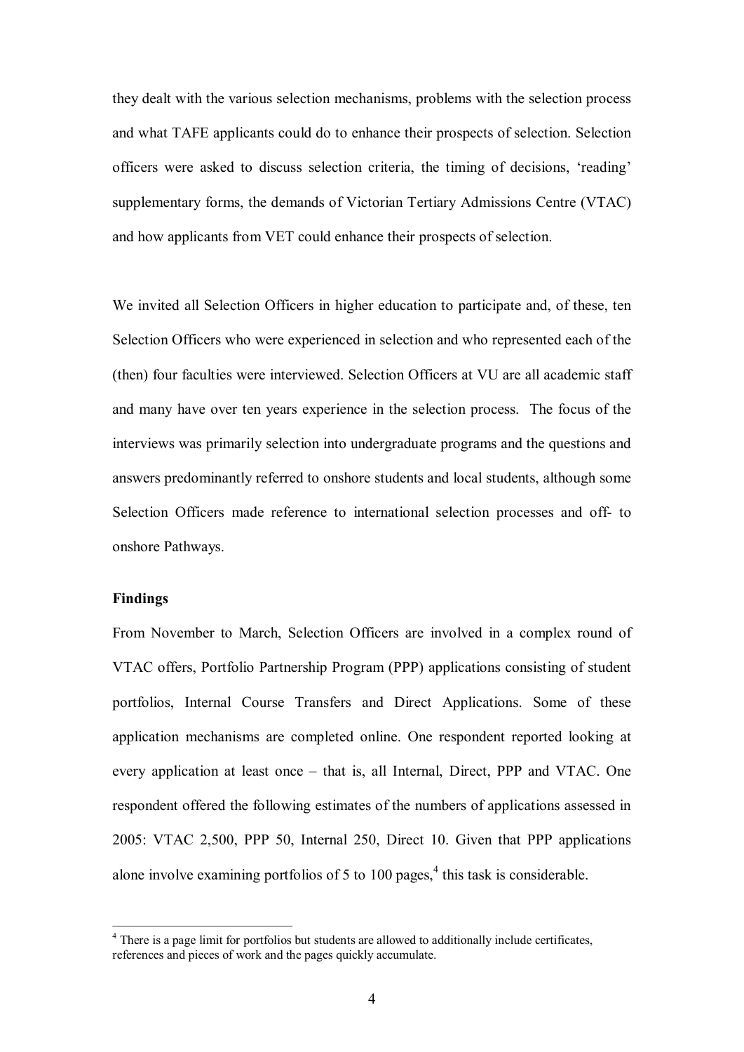they dealt with the various selection mechanisms, problems with the selection process and what TAFE applicants could do to enhance their prospects of selection. Selection officers were asked to discuss selection criteria, the timing of decisions, 'reading' supplementary forms, the demands of Victorian Tertiary Admissions Centre (VTAC) and how applicants from VET could enhance their prospects of selection.

We invited all Selection Officers in higher education to participate and, of these, ten Selection Officers who were experienced in selection and who represented each of the (then) four faculties were interviewed. Selection Officers at VU are all academic staff and many have over ten years experience in the selection process. The focus of the interviews was primarily selection into undergraduate programs and the questions and answers predominantly referred to onshore students and local students, although some Selection Officers made reference to international selection processes and off- to onshore Pathways.

**Findings**

From November to March, Selection Officers are involved in a complex round of VTAC offers, Portfolio Partnership Program (PPP) applications consisting of student portfolios, Internal Course Transfers and Direct Applications. Some of these application mechanisms are completed online. One respondent reported looking at every application at least once – that is, all Internal, Direct, PPP and VTAC. One respondent offered the following estimates of the numbers of applications assessed in 2005: VTAC 2,500, PPP 50, Internal 250, Direct 10. Given that PPP applications alone involve examining portfolios of 5 to 100 pages,[4] this task is considerable.

[4] There is a page limit for portfolios but students are allowed to additionally include certificates, references and pieces of work and the pages quickly accumulate.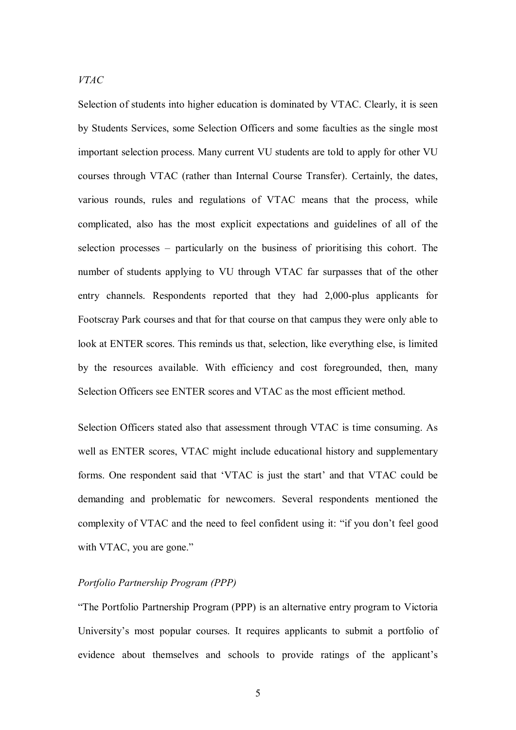*VTAC*

Selection of students into higher education is dominated by VTAC. Clearly, it is seen by Students Services, some Selection Officers and some faculties as the single most important selection process. Many current VU students are told to apply for other VU courses through VTAC (rather than Internal Course Transfer). Certainly, the dates, various rounds, rules and regulations of VTAC means that the process, while complicated, also has the most explicit expectations and guidelines of all of the selection processes – particularly on the business of prioritising this cohort. The number of students applying to VU through VTAC far surpasses that of the other entry channels. Respondents reported that they had 2,000-plus applicants for Footscray Park courses and that for that course on that campus they were only able to look at ENTER scores. This reminds us that, selection, like everything else, is limited by the resources available. With efficiency and cost foregrounded, then, many Selection Officers see ENTER scores and VTAC as the most efficient method.

Selection Officers stated also that assessment through VTAC is time consuming. As well as ENTER scores, VTAC might include educational history and supplementary forms. One respondent said that 'VTAC is just the start' and that VTAC could be demanding and problematic for newcomers. Several respondents mentioned the complexity of VTAC and the need to feel confident using it: "if you don't feel good with VTAC, you are gone."

*Portfolio Partnership Program (PPP)*

"The Portfolio Partnership Program (PPP) is an alternative entry program to Victoria University's most popular courses. It requires applicants to submit a portfolio of evidence about themselves and schools to provide ratings of the applicant's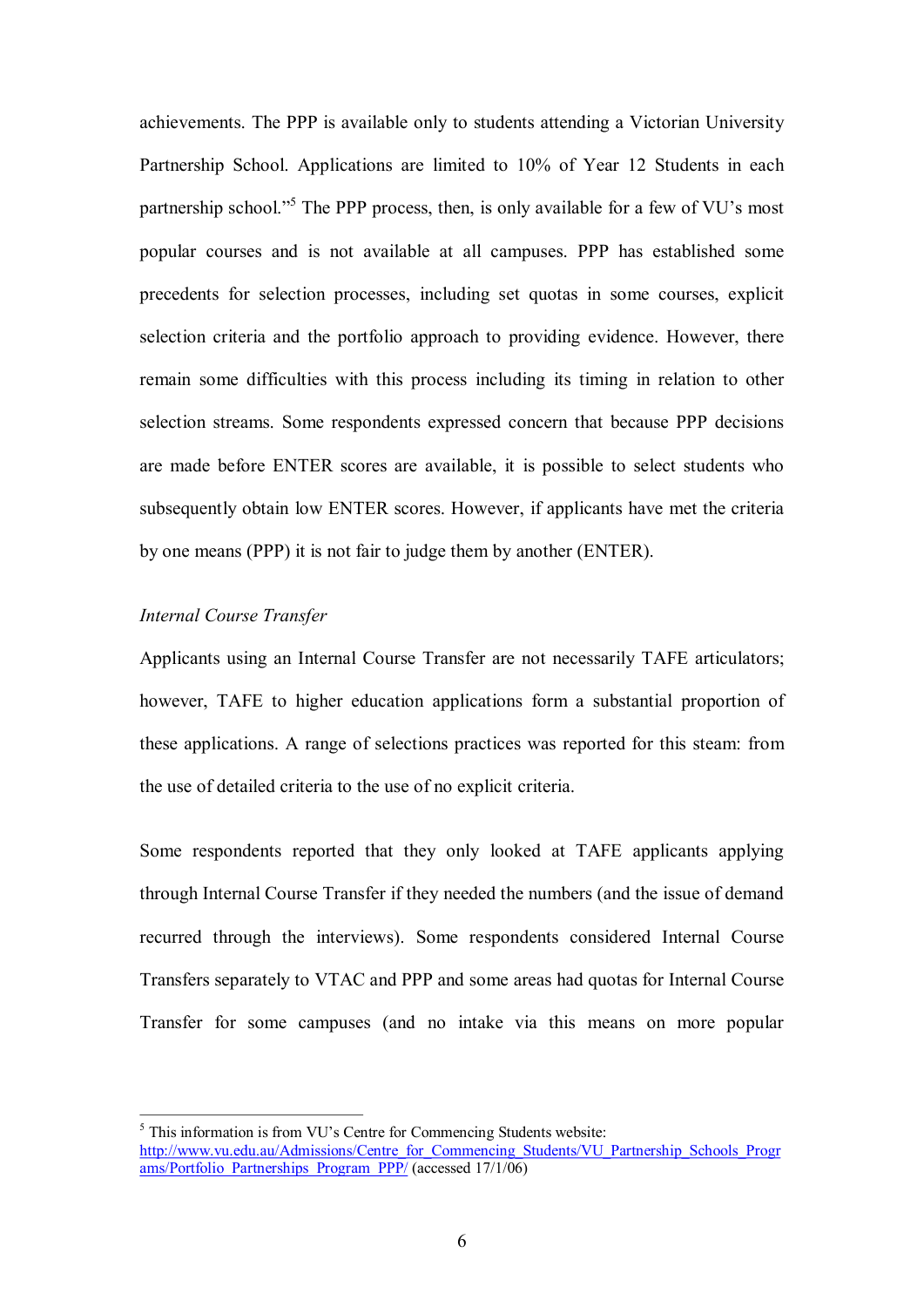achievements. The PPP is available only to students attending a Victorian University Partnership School. Applications are limited to 10% of Year 12 Students in each partnership school."[5] The PPP process, then, is only available for a few of VU's most popular courses and is not available at all campuses. PPP has established some precedents for selection processes, including set quotas in some courses, explicit selection criteria and the portfolio approach to providing evidence. However, there remain some difficulties with this process including its timing in relation to other selection streams. Some respondents expressed concern that because PPP decisions are made before ENTER scores are available, it is possible to select students who subsequently obtain low ENTER scores. However, if applicants have met the criteria by one means (PPP) it is not fair to judge them by another (ENTER).

*Internal Course Transfer*

Applicants using an Internal Course Transfer are not necessarily TAFE articulators; however, TAFE to higher education applications form a substantial proportion of these applications. A range of selections practices was reported for this steam: from the use of detailed criteria to the use of no explicit criteria.

Some respondents reported that they only looked at TAFE applicants applying through Internal Course Transfer if they needed the numbers (and the issue of demand recurred through the interviews). Some respondents considered Internal Course Transfers separately to VTAC and PPP and some areas had quotas for Internal Course Transfer for some campuses (and no intake via this means on more popular

---

[5] This information is from VU's Centre for Commencing Students website: http://www.vu.edu.au/Admissions/Centre_for_Commencing_Students/VU_Partnership_Schools_Programs/Portfolio_Partnerships_Program_PPP/ (accessed 17/1/06)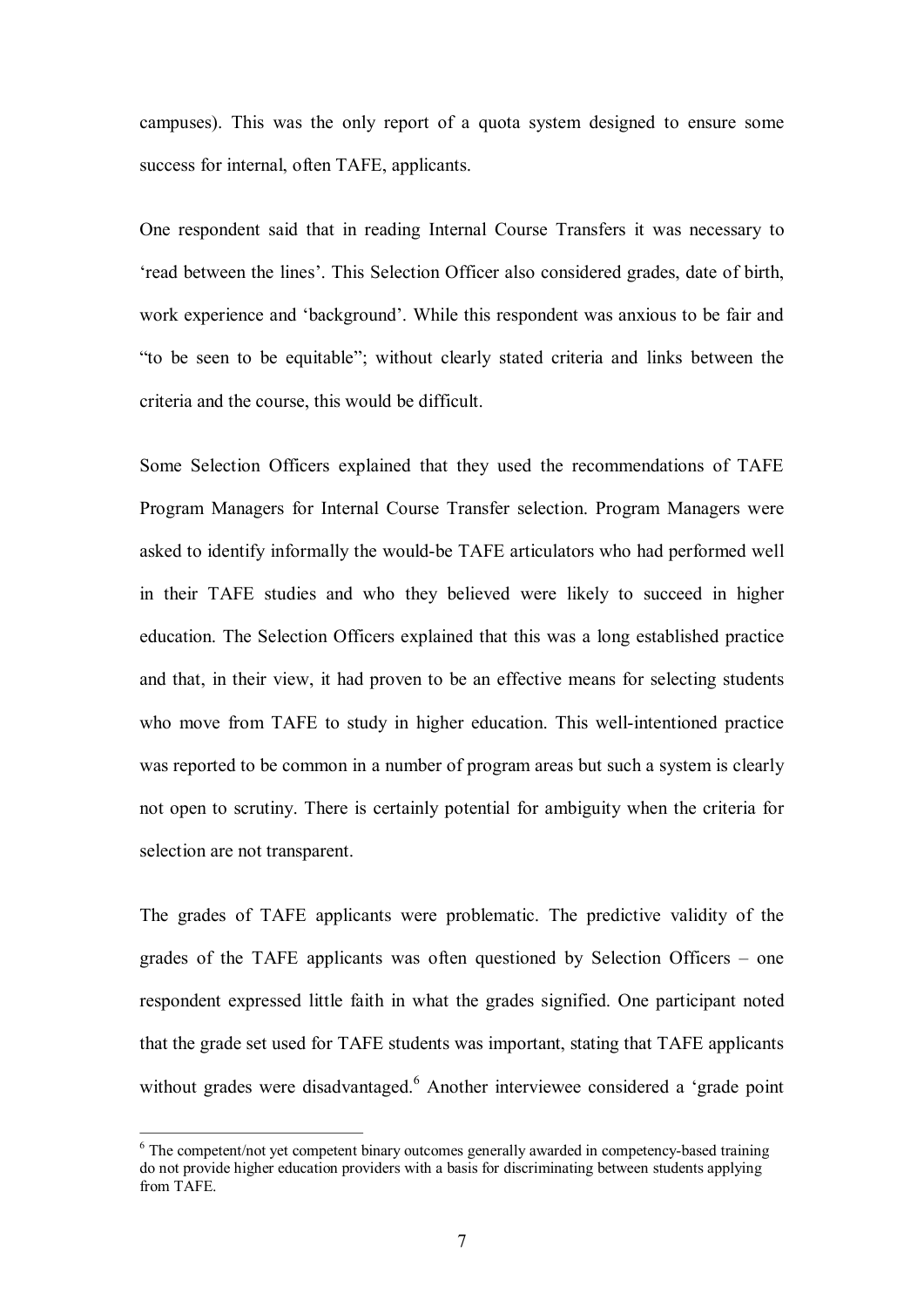campuses). This was the only report of a quota system designed to ensure some success for internal, often TAFE, applicants.

One respondent said that in reading Internal Course Transfers it was necessary to 'read between the lines'. This Selection Officer also considered grades, date of birth, work experience and 'background'. While this respondent was anxious to be fair and "to be seen to be equitable"; without clearly stated criteria and links between the criteria and the course, this would be difficult.

Some Selection Officers explained that they used the recommendations of TAFE Program Managers for Internal Course Transfer selection. Program Managers were asked to identify informally the would-be TAFE articulators who had performed well in their TAFE studies and who they believed were likely to succeed in higher education. The Selection Officers explained that this was a long established practice and that, in their view, it had proven to be an effective means for selecting students who move from TAFE to study in higher education. This well-intentioned practice was reported to be common in a number of program areas but such a system is clearly not open to scrutiny. There is certainly potential for ambiguity when the criteria for selection are not transparent.

The grades of TAFE applicants were problematic. The predictive validity of the grades of the TAFE applicants was often questioned by Selection Officers – one respondent expressed little faith in what the grades signified. One participant noted that the grade set used for TAFE students was important, stating that TAFE applicants without grades were disadvantaged.[6] Another interviewee considered a 'grade point

---

[6] The competent/not yet competent binary outcomes generally awarded in competency-based training do not provide higher education providers with a basis for discriminating between students applying from TAFE.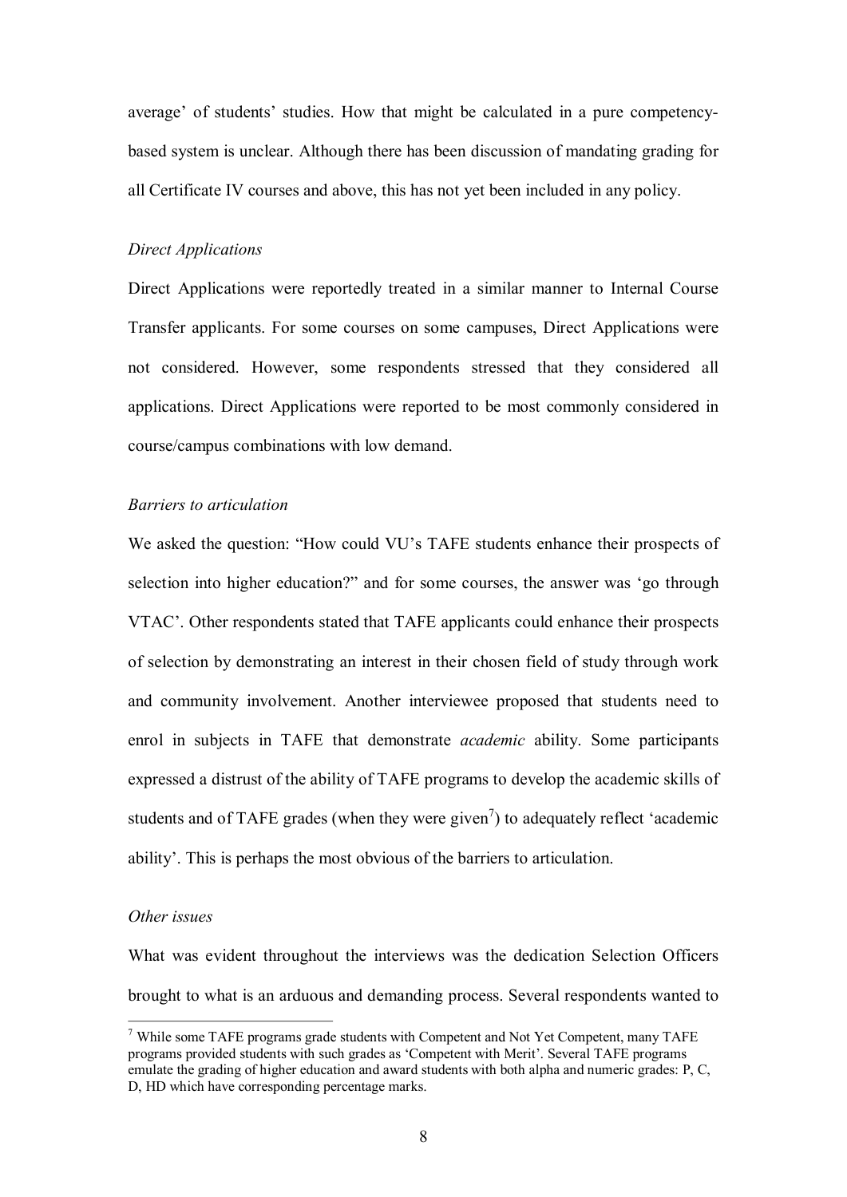average' of students' studies. How that might be calculated in a pure competency-based system is unclear. Although there has been discussion of mandating grading for all Certificate IV courses and above, this has not yet been included in any policy.

*Direct Applications*

Direct Applications were reportedly treated in a similar manner to Internal Course Transfer applicants. For some courses on some campuses, Direct Applications were not considered. However, some respondents stressed that they considered all applications. Direct Applications were reported to be most commonly considered in course/campus combinations with low demand.

*Barriers to articulation*

We asked the question: "How could VU's TAFE students enhance their prospects of selection into higher education?" and for some courses, the answer was 'go through VTAC'. Other respondents stated that TAFE applicants could enhance their prospects of selection by demonstrating an interest in their chosen field of study through work and community involvement. Another interviewee proposed that students need to enrol in subjects in TAFE that demonstrate *academic* ability. Some participants expressed a distrust of the ability of TAFE programs to develop the academic skills of students and of TAFE grades (when they were given[7]) to adequately reflect 'academic ability'. This is perhaps the most obvious of the barriers to articulation.

*Other issues*

What was evident throughout the interviews was the dedication Selection Officers brought to what is an arduous and demanding process. Several respondents wanted to

---

[7] While some TAFE programs grade students with Competent and Not Yet Competent, many TAFE programs provided students with such grades as 'Competent with Merit'. Several TAFE programs emulate the grading of higher education and award students with both alpha and numeric grades: P, C, D, HD which have corresponding percentage marks.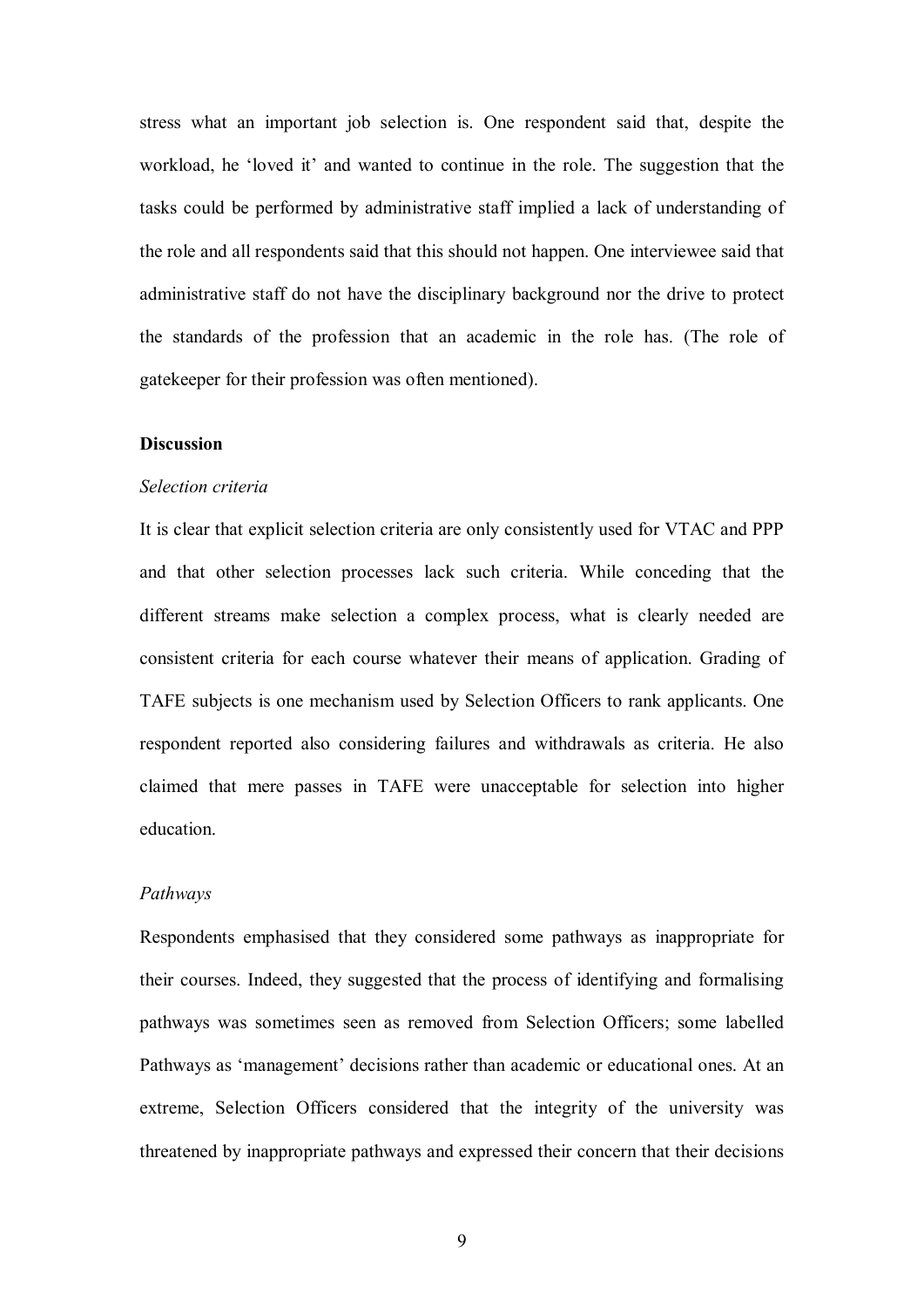stress what an important job selection is. One respondent said that, despite the workload, he 'loved it' and wanted to continue in the role. The suggestion that the tasks could be performed by administrative staff implied a lack of understanding of the role and all respondents said that this should not happen. One interviewee said that administrative staff do not have the disciplinary background nor the drive to protect the standards of the profession that an academic in the role has. (The role of gatekeeper for their profession was often mentioned).

**Discussion**

*Selection criteria*

It is clear that explicit selection criteria are only consistently used for VTAC and PPP and that other selection processes lack such criteria. While conceding that the different streams make selection a complex process, what is clearly needed are consistent criteria for each course whatever their means of application. Grading of TAFE subjects is one mechanism used by Selection Officers to rank applicants. One respondent reported also considering failures and withdrawals as criteria. He also claimed that mere passes in TAFE were unacceptable for selection into higher education.

*Pathways*

Respondents emphasised that they considered some pathways as inappropriate for their courses. Indeed, they suggested that the process of identifying and formalising pathways was sometimes seen as removed from Selection Officers; some labelled Pathways as 'management' decisions rather than academic or educational ones. At an extreme, Selection Officers considered that the integrity of the university was threatened by inappropriate pathways and expressed their concern that their decisions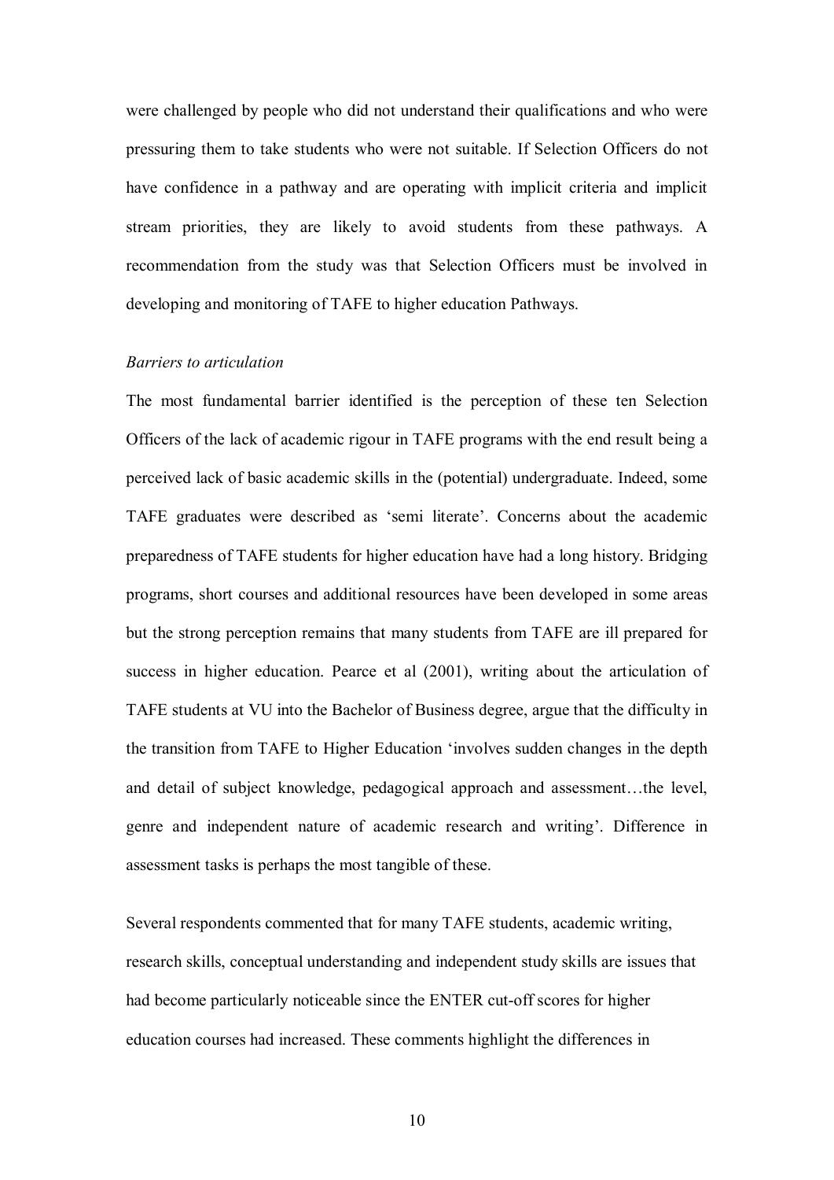were challenged by people who did not understand their qualifications and who were pressuring them to take students who were not suitable. If Selection Officers do not have confidence in a pathway and are operating with implicit criteria and implicit stream priorities, they are likely to avoid students from these pathways. A recommendation from the study was that Selection Officers must be involved in developing and monitoring of TAFE to higher education Pathways.

*Barriers to articulation*

The most fundamental barrier identified is the perception of these ten Selection Officers of the lack of academic rigour in TAFE programs with the end result being a perceived lack of basic academic skills in the (potential) undergraduate. Indeed, some TAFE graduates were described as 'semi literate'. Concerns about the academic preparedness of TAFE students for higher education have had a long history. Bridging programs, short courses and additional resources have been developed in some areas but the strong perception remains that many students from TAFE are ill prepared for success in higher education. Pearce et al (2001), writing about the articulation of TAFE students at VU into the Bachelor of Business degree, argue that the difficulty in the transition from TAFE to Higher Education 'involves sudden changes in the depth and detail of subject knowledge, pedagogical approach and assessment…the level, genre and independent nature of academic research and writing'. Difference in assessment tasks is perhaps the most tangible of these.

Several respondents commented that for many TAFE students, academic writing, research skills, conceptual understanding and independent study skills are issues that had become particularly noticeable since the ENTER cut-off scores for higher education courses had increased. These comments highlight the differences in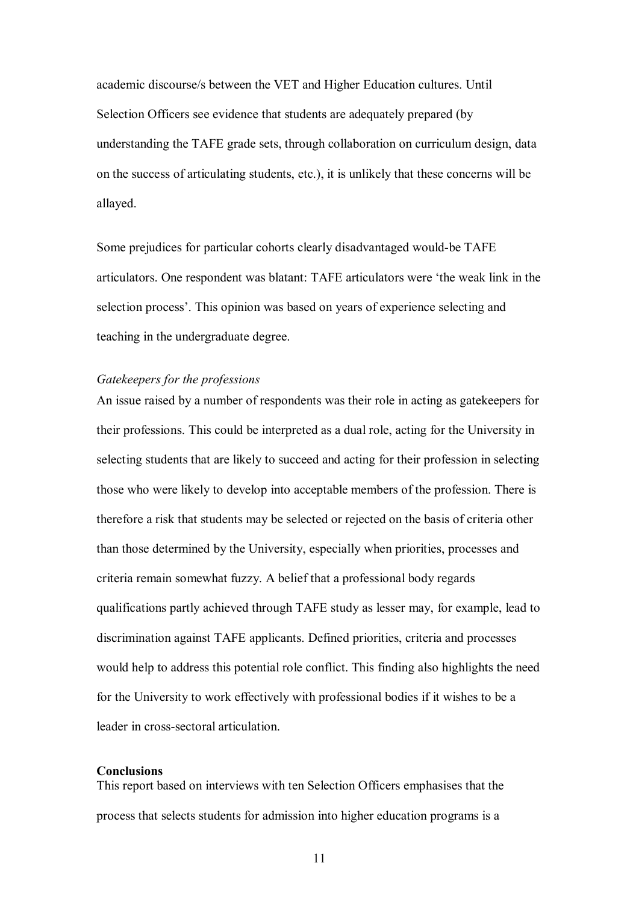academic discourse/s between the VET and Higher Education cultures. Until Selection Officers see evidence that students are adequately prepared (by understanding the TAFE grade sets, through collaboration on curriculum design, data on the success of articulating students, etc.), it is unlikely that these concerns will be allayed.

Some prejudices for particular cohorts clearly disadvantaged would-be TAFE articulators. One respondent was blatant: TAFE articulators were 'the weak link in the selection process'. This opinion was based on years of experience selecting and teaching in the undergraduate degree.

*Gatekeepers for the professions*

An issue raised by a number of respondents was their role in acting as gatekeepers for their professions. This could be interpreted as a dual role, acting for the University in selecting students that are likely to succeed and acting for their profession in selecting those who were likely to develop into acceptable members of the profession. There is therefore a risk that students may be selected or rejected on the basis of criteria other than those determined by the University, especially when priorities, processes and criteria remain somewhat fuzzy. A belief that a professional body regards qualifications partly achieved through TAFE study as lesser may, for example, lead to discrimination against TAFE applicants. Defined priorities, criteria and processes would help to address this potential role conflict. This finding also highlights the need for the University to work effectively with professional bodies if it wishes to be a leader in cross-sectoral articulation.

**Conclusions**

This report based on interviews with ten Selection Officers emphasises that the process that selects students for admission into higher education programs is a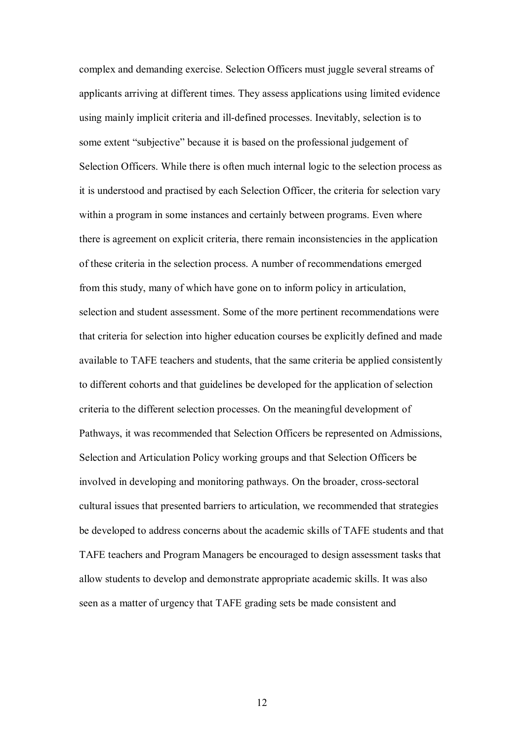complex and demanding exercise. Selection Officers must juggle several streams of applicants arriving at different times. They assess applications using limited evidence using mainly implicit criteria and ill-defined processes. Inevitably, selection is to some extent "subjective" because it is based on the professional judgement of Selection Officers. While there is often much internal logic to the selection process as it is understood and practised by each Selection Officer, the criteria for selection vary within a program in some instances and certainly between programs. Even where there is agreement on explicit criteria, there remain inconsistencies in the application of these criteria in the selection process. A number of recommendations emerged from this study, many of which have gone on to inform policy in articulation, selection and student assessment. Some of the more pertinent recommendations were that criteria for selection into higher education courses be explicitly defined and made available to TAFE teachers and students, that the same criteria be applied consistently to different cohorts and that guidelines be developed for the application of selection criteria to the different selection processes. On the meaningful development of Pathways, it was recommended that Selection Officers be represented on Admissions, Selection and Articulation Policy working groups and that Selection Officers be involved in developing and monitoring pathways. On the broader, cross-sectoral cultural issues that presented barriers to articulation, we recommended that strategies be developed to address concerns about the academic skills of TAFE students and that TAFE teachers and Program Managers be encouraged to design assessment tasks that allow students to develop and demonstrate appropriate academic skills. It was also seen as a matter of urgency that TAFE grading sets be made consistent and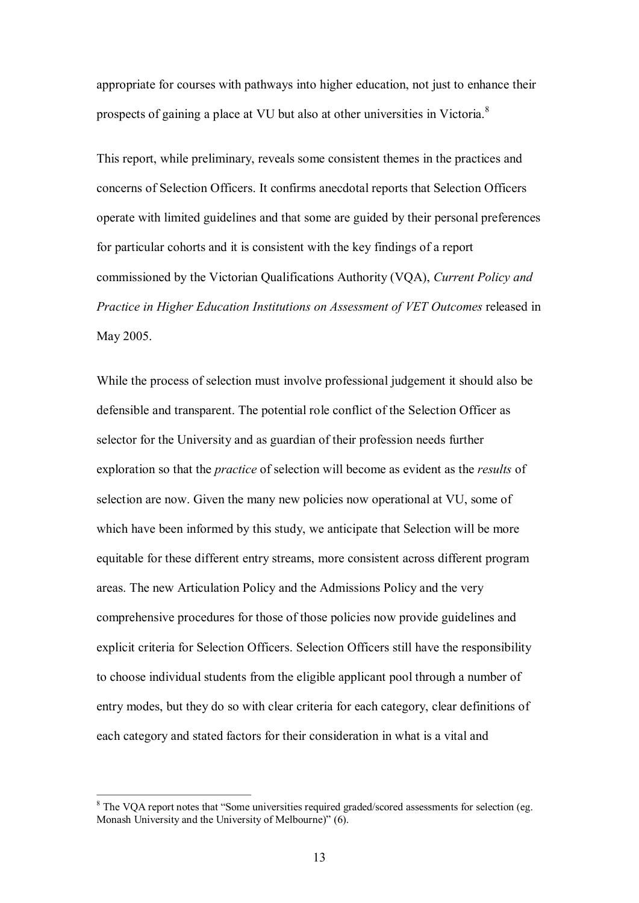appropriate for courses with pathways into higher education, not just to enhance their prospects of gaining a place at VU but also at other universities in Victoria.[8]

This report, while preliminary, reveals some consistent themes in the practices and concerns of Selection Officers. It confirms anecdotal reports that Selection Officers operate with limited guidelines and that some are guided by their personal preferences for particular cohorts and it is consistent with the key findings of a report commissioned by the Victorian Qualifications Authority (VQA), *Current Policy and Practice in Higher Education Institutions on Assessment of VET Outcomes* released in May 2005.

While the process of selection must involve professional judgement it should also be defensible and transparent. The potential role conflict of the Selection Officer as selector for the University and as guardian of their profession needs further exploration so that the *practice* of selection will become as evident as the *results* of selection are now. Given the many new policies now operational at VU, some of which have been informed by this study, we anticipate that Selection will be more equitable for these different entry streams, more consistent across different program areas. The new Articulation Policy and the Admissions Policy and the very comprehensive procedures for those of those policies now provide guidelines and explicit criteria for Selection Officers. Selection Officers still have the responsibility to choose individual students from the eligible applicant pool through a number of entry modes, but they do so with clear criteria for each category, clear definitions of each category and stated factors for their consideration in what is a vital and

---

[8] The VQA report notes that "Some universities required graded/scored assessments for selection (eg. Monash University and the University of Melbourne)" (6).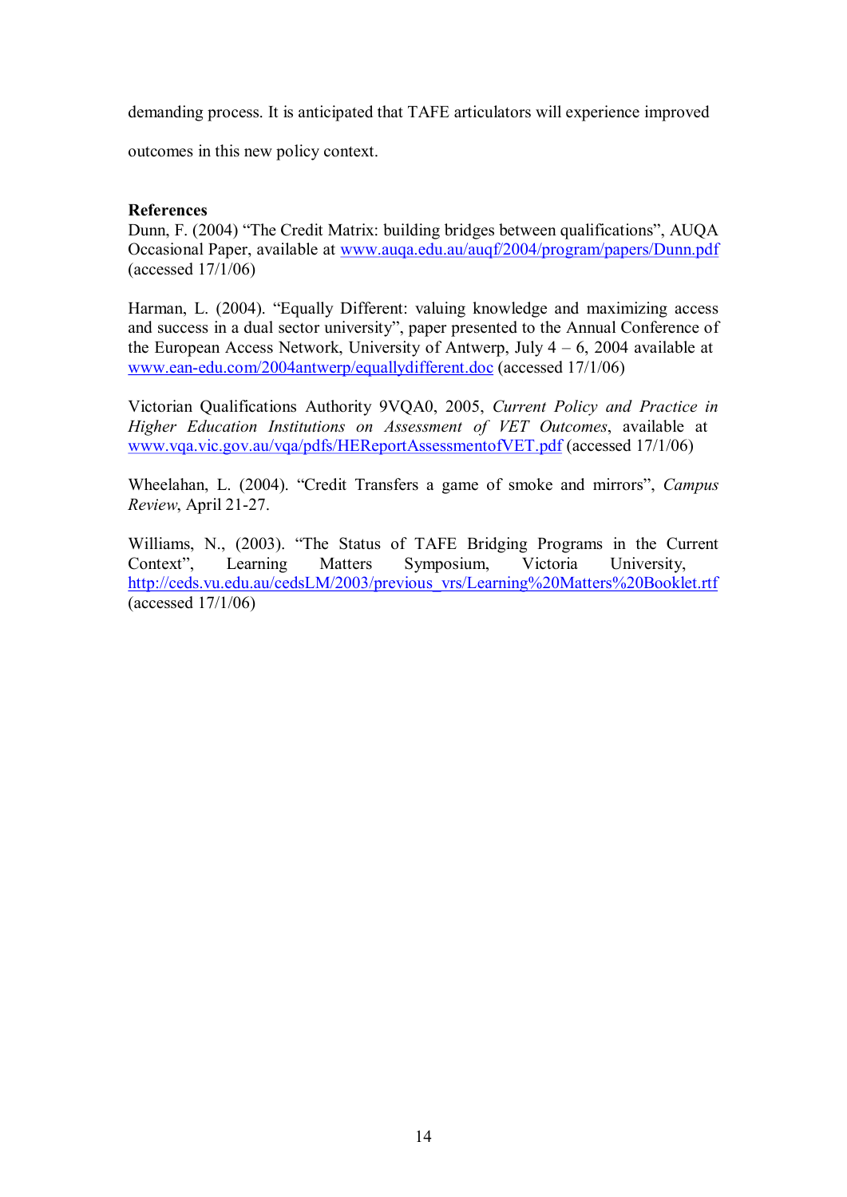demanding process. It is anticipated that TAFE articulators will experience improved outcomes in this new policy context.

**References**

Dunn, F. (2004) "The Credit Matrix: building bridges between qualifications", AUQA Occasional Paper, available at www.auqa.edu.au/auqf/2004/program/papers/Dunn.pdf (accessed 17/1/06)

Harman, L. (2004). "Equally Different: valuing knowledge and maximizing access and success in a dual sector university", paper presented to the Annual Conference of the European Access Network, University of Antwerp, July 4 – 6, 2004 available at www.ean-edu.com/2004antwerp/equallydifferent.doc (accessed 17/1/06)

Victorian Qualifications Authority 9VQA0, 2005, *Current Policy and Practice in Higher Education Institutions on Assessment of VET Outcomes*, available at www.vqa.vic.gov.au/vqa/pdfs/HEReportAssessmentofVET.pdf (accessed 17/1/06)

Wheelahan, L. (2004). "Credit Transfers a game of smoke and mirrors", *Campus Review*, April 21-27.

Williams, N., (2003). "The Status of TAFE Bridging Programs in the Current Context", Learning Matters Symposium, Victoria University, http://ceds.vu.edu.au/cedsLM/2003/previous_vrs/Learning%20Matters%20Booklet.rtf (accessed 17/1/06)